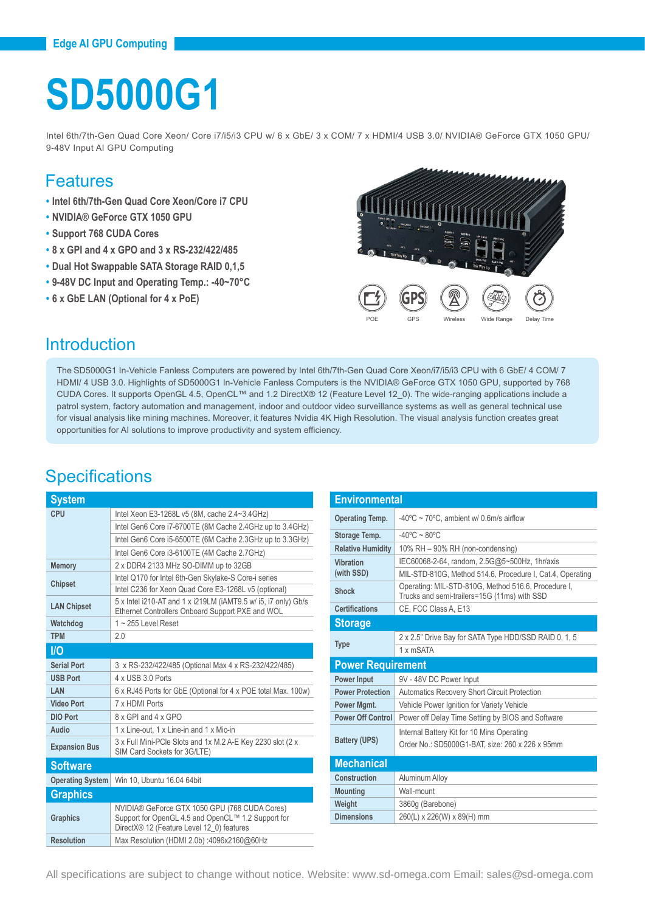Edge AI GPU Computing

# SD5000G1

Intel 6th/7th-Gen Quad Core Xeon/ Core i7/i5/i3 CPU w/ 6 x GbE/ 3 x COM/ 7 x HDMI/4 USB 3.0/ NVIDIA® GeForce GTX 1050 GPU/ 9-48V Input AI GPU Computing

## Features

- Intel 6th/7th-Gen Quad Core Xeon/Core i7 CPU
- NVIDIA® GeForce GTX 1050 GPU
- Support 768 CUDA Cores
- 8 x GPI and 4 x GPO and 3 x RS-232/422/485
- Dual Hot Swappable SATA Storage RAID 0,1,5
- 9-48V DC Input and Operating Temp.: -40~70°C
- 6 x GbE LAN (Optional for 4 x PoE)

POE GPS Wireless Wide Range Delay Time

## Introduction

The SD5000G1 In-Vehicle Fanless Computers are powered by Intel 6th/7th-Gen Quad Core Xeon/i7/i5/i3 CPU with 6 GbE/ 4 COM/ 7 HDMI/ 4 USB 3.0. Highlights of SD5000G1 In-Vehicle Fanless Computers is the NVIDIA® GeForce GTX 1050 GPU, supported by 768 CUDA Cores. It supports OpenGL 4.5, OpenCL™ and 1.2 DirectX® 12 (Feature Level 12_0). The wide-ranging applications include a patrol system, factory automation and management, indoor and outdoor video surveillance systems as well as general technical use for visual analysis like mining machines. Moreover, it features Nvidia 4K High Resolution. The visual analysis function creates great opportunities for AI solutions to improve productivity and system efficiency.

## Specifications

| **System** | |
|---|---|
| CPU | Intel Xeon E3-1268L v5 (8M, cache 2.4~3.4GHz) |
| | Intel Gen6 Core i7-6700TE (8M Cache 2.4GHz up to 3.4GHz) |
| | Intel Gen6 Core i5-6500TE (6M Cache 2.3GHz up to 3.3GHz) |
| | Intel Gen6 Core i3-6100TE (4M Cache 2.7GHz) |
| Memory | 2 x DDR4 2133 MHz SO-DIMM up to 32GB |
| Chipset | Intel Q170 for Intel 6th-Gen Skylake-S Core-i series |
| | Intel C236 for Xeon Quad Core E3-1268L v5 (optional) |
| LAN Chipset | 5 x Intel i210-AT and 1 x i219LM (iAMT9.5 w/ i5, i7 only) Gb/s Ethernet Controllers Onboard Support PXE and WOL |
| Watchdog | 1 ~ 255 Level Reset |
| TPM | 2.0 |
| **I/O** | |
| Serial Port | 3 x RS-232/422/485 (Optional Max 4 x RS-232/422/485) |
| USB Port | 4 x USB 3.0 Ports |
| LAN | 6 x RJ45 Ports for GbE (Optional for 4 x POE total Max. 100w) |
| Video Port | 7 x HDMI Ports |
| DIO Port | 8 x GPI and 4 x GPO |
| Audio | 1 x Line-out, 1 x Line-in and 1 x Mic-in |
| Expansion Bus | 3 x Full Mini-PCIe Slots and 1x M.2 A-E Key 2230 slot (2 x SIM Card Sockets for 3G/LTE) |
| **Software** | |
| Operating System | Win 10, Ubuntu 16.04 64bit |
| **Graphics** | |
| Graphics | NVIDIA® GeForce GTX 1050 GPU (768 CUDA Cores) Support for OpenGL 4.5 and OpenCL™ 1.2 Support for DirectX® 12 (Feature Level 12_0) features |
| Resolution | Max Resolution (HDMI 2.0b) :4096x2160@60Hz |

| **Environmental** | |
|---|---|
| Operating Temp. | -40°C ~ 70°C, ambient w/ 0.6m/s airflow |
| Storage Temp. | -40°C ~ 80°C |
| Relative Humidity | 10% RH – 90% RH (non-condensing) |
| Vibration (with SSD) | IEC60068-2-64, random, 2.5G@5~500Hz, 1hr/axis |
| | MIL-STD-810G, Method 514.6, Procedure I, Cat.4, Operating |
| Shock | Operating: MIL-STD-810G, Method 516.6, Procedure I, Trucks and semi-trailers=15G (11ms) with SSD |
| Certifications | CE, FCC Class A, E13 |
| **Storage** | |
| Type | 2 x 2.5" Drive Bay for SATA Type HDD/SSD RAID 0, 1, 5 |
| | 1 x mSATA |
| **Power Requirement** | |
| Power Input | 9V - 48V DC Power Input |
| Power Protection | Automatics Recovery Short Circuit Protection |
| Power Mgmt. | Vehicle Power Ignition for Variety Vehicle |
| Power Off Control | Power off Delay Time Setting by BIOS and Software |
| Battery (UPS) | Internal Battery Kit for 10 Mins Operating |
| | Order No.: SD5000G1-BAT, size: 260 x 226 x 95mm |
| **Mechanical** | |
| Construction | Aluminum Alloy |
| Mounting | Wall-mount |
| Weight | 3860g (Barebone) |
| Dimensions | 260(L) x 226(W) x 89(H) mm |

All specifications are subject to change without notice. Website: www.sd-omega.com Email: sales@sd-omega.com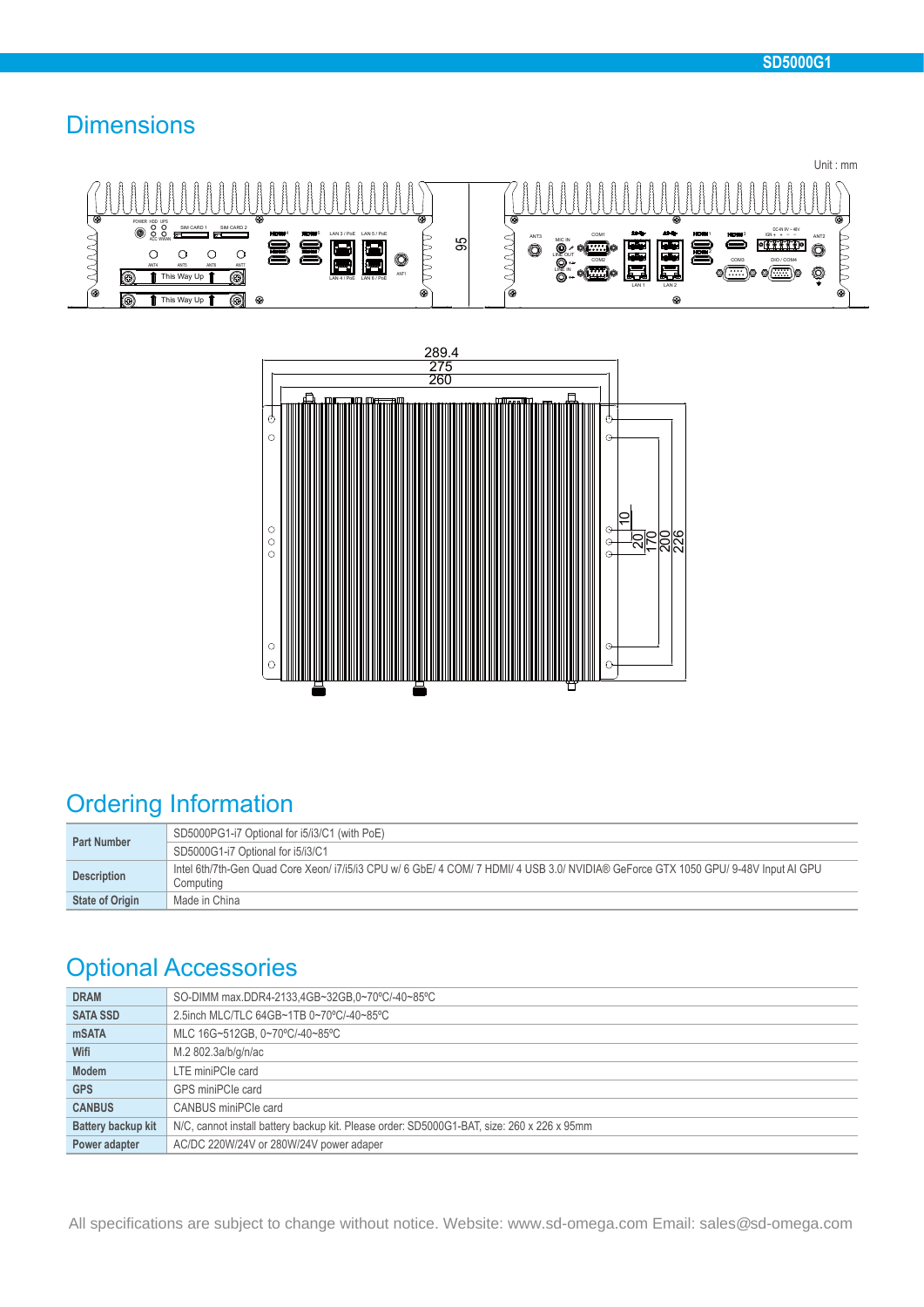## Dimensions

Unit : mm

95

289.4
275
260

10
20
170
200
226

## Ordering Information

| | |
|---|---|
| **Part Number** | SD5000PG1-i7 Optional for i5/i3/C1 (with PoE) |
| | SD5000G1-i7 Optional for i5/i3/C1 |
| **Description** | Intel 6th/7th-Gen Quad Core Xeon/ i7/i5/i3 CPU w/ 6 GbE/ 4 COM/ 7 HDMI/ 4 USB 3.0/ NVIDIA® GeForce GTX 1050 GPU/ 9-48V Input AI GPU Computing |
| **State of Origin** | Made in China |

## Optional Accessories

| | |
|---|---|
| **DRAM** | SO-DIMM max.DDR4-2133,4GB~32GB,0~70ºC/-40~85ºC |
| **SATA SSD** | 2.5inch MLC/TLC 64GB~1TB 0~70ºC/-40~85ºC |
| **mSATA** | MLC 16G~512GB, 0~70ºC/-40~85ºC |
| **Wifi** | M.2 802.3a/b/g/n/ac |
| **Modem** | LTE miniPCIe card |
| **GPS** | GPS miniPCIe card |
| **CANBUS** | CANBUS miniPCIe card |
| **Battery backup kit** | N/C, cannot install battery backup kit. Please order: SD5000G1-BAT, size: 260 x 226 x 95mm |
| **Power adapter** | AC/DC 220W/24V or 280W/24V power adaper |

All specifications are subject to change without notice. Website: www.sd-omega.com Email: sales@sd-omega.com